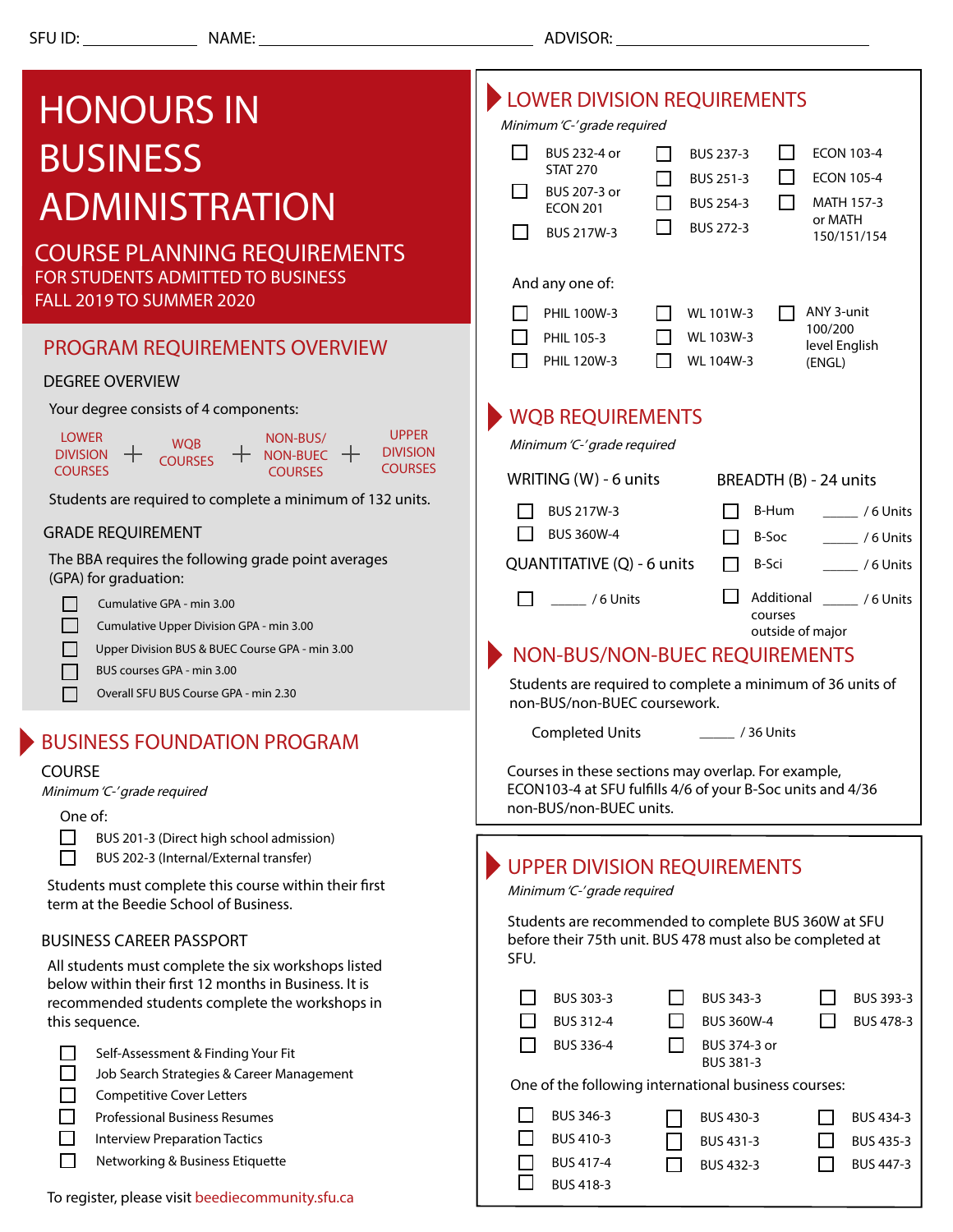SFU ID: ______________ NAME: __________________________________ ADVISOR: ____________________________

# HONOURS IN BUSINESS ADMINISTRATION

## COURSE PLANNING REQUIREMENTS

FOR STUDENTS ADMITTED TO BUSINESS
FALL 2019 TO SUMMER 2020

## PROGRAM REQUIREMENTS OVERVIEW

### DEGREE OVERVIEW

Your degree consists of 4 components:

LOWER DIVISION COURSES + WQB COURSES + NON-BUS/ NON-BUEC COURSES + UPPER DIVISION COURSES

Students are required to complete a minimum of 132 units.

### GRADE REQUIREMENT

The BBA requires the following grade point averages (GPA) for graduation:

- ☐ Cumulative GPA - min 3.00
- ☐ Cumulative Upper Division GPA - min 3.00
- ☐ Upper Division BUS & BUEC Course GPA - min 3.00
- ☐ BUS courses GPA - min 3.00
- ☐ Overall SFU BUS Course GPA - min 2.30

## BUSINESS FOUNDATION PROGRAM

### COURSE

*Minimum 'C-' grade required*

One of:

- ☐ BUS 201-3 (Direct high school admission)
- ☐ BUS 202-3 (Internal/External transfer)

Students must complete this course within their first term at the Beedie School of Business.

### BUSINESS CAREER PASSPORT

All students must complete the six workshops listed below within their first 12 months in Business. It is recommended students complete the workshops in this sequence.

- ☐ Self-Assessment & Finding Your Fit
- ☐ Job Search Strategies & Career Management
- ☐ Competitive Cover Letters
- ☐ Professional Business Resumes
- ☐ Interview Preparation Tactics
- ☐ Networking & Business Etiquette

To register, please visit beediecommunity.sfu.ca

## LOWER DIVISION REQUIREMENTS

*Minimum 'C-' grade required*

- ☐ BUS 232-4 or STAT 270
- ☐ BUS 207-3 or ECON 201
- ☐ BUS 217W-3
- ☐ BUS 237-3
- ☐ BUS 251-3
- ☐ BUS 254-3
- ☐ BUS 272-3
- ☐ ECON 103-4
- ☐ ECON 105-4
- ☐ MATH 157-3 or MATH 150/151/154

And any one of:

- ☐ PHIL 100W-3
- ☐ PHIL 105-3
- ☐ PHIL 120W-3
- ☐ WL 101W-3
- ☐ WL 103W-3
- ☐ WL 104W-3
- ☐ ANY 3-unit 100/200 level English (ENGL)

## WQB REQUIREMENTS

*Minimum 'C-' grade required*

### WRITING (W) - 6 units

- ☐ BUS 217W-3
- ☐ BUS 360W-4

### QUANTITATIVE (Q) - 6 units

- ☐ _____ / 6 Units

### BREADTH (B) - 24 units

- ☐ B-Hum _____ / 6 Units
- ☐ B-Soc _____ / 6 Units
- ☐ B-Sci _____ / 6 Units
- ☐ Additional courses outside of major _____ / 6 Units

## NON-BUS/NON-BUEC REQUIREMENTS

Students are required to complete a minimum of 36 units of non-BUS/non-BUEC coursework.

Completed Units _____ / 36 Units

Courses in these sections may overlap. For example, ECON103-4 at SFU fulfills 4/6 of your B-Soc units and 4/36 non-BUS/non-BUEC units.

## UPPER DIVISION REQUIREMENTS

*Minimum 'C-' grade required*

Students are recommended to complete BUS 360W at SFU before their 75th unit. BUS 478 must also be completed at SFU.

- ☐ BUS 303-3
- ☐ BUS 312-4
- ☐ BUS 336-4
- ☐ BUS 343-3
- ☐ BUS 360W-4
- ☐ BUS 374-3 or BUS 381-3
- ☐ BUS 393-3
- ☐ BUS 478-3

One of the following international business courses:

- ☐ BUS 346-3
- ☐ BUS 410-3
- ☐ BUS 417-4
- ☐ BUS 418-3
- ☐ BUS 430-3
- ☐ BUS 431-3
- ☐ BUS 432-3
- ☐ BUS 434-3
- ☐ BUS 435-3
- ☐ BUS 447-3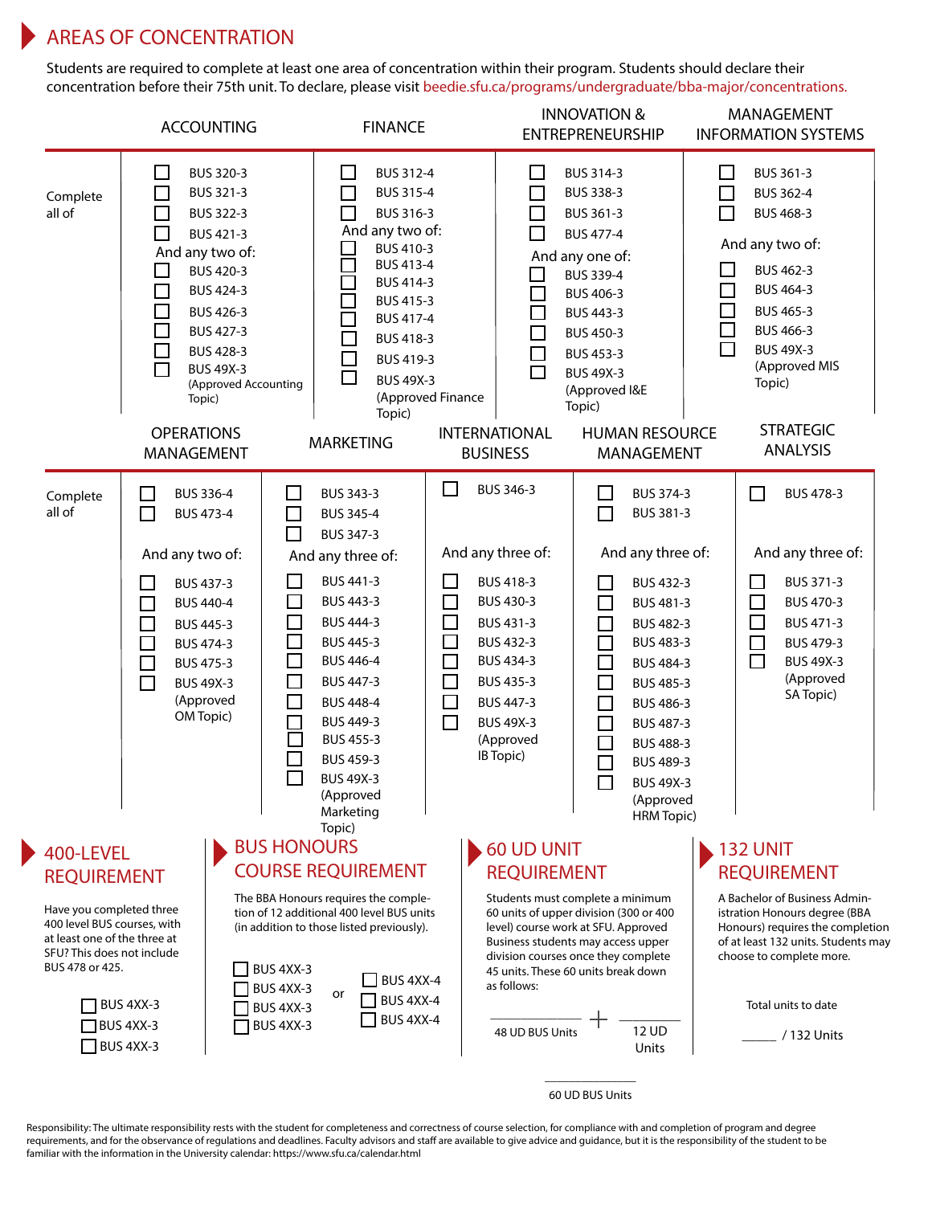## AREAS OF CONCENTRATION

Students are required to complete at least one area of concentration within their program. Students should declare their concentration before their 75th unit. To declare, please visit beedie.sfu.ca/programs/undergraduate/bba-major/concentrations.

| | ACCOUNTING | FINANCE | INNOVATION & ENTREPRENEURSHIP | MANAGEMENT INFORMATION SYSTEMS |
|---|---|---|---|---|
| Complete all of | ☐ BUS 320-3<br>☐ BUS 321-3<br>☐ BUS 322-3<br>☐ BUS 421-3<br>And any two of:<br>☐ BUS 420-3<br>☐ BUS 424-3<br>☐ BUS 426-3<br>☐ BUS 427-3<br>☐ BUS 428-3<br>☐ BUS 49X-3 (Approved Accounting Topic) | ☐ BUS 312-4<br>☐ BUS 315-4<br>☐ BUS 316-3<br>And any two of:<br>☐ BUS 410-3<br>☐ BUS 413-4<br>☐ BUS 414-3<br>☐ BUS 415-3<br>☐ BUS 417-4<br>☐ BUS 418-3<br>☐ BUS 419-3<br>☐ BUS 49X-3 (Approved Finance Topic) | ☐ BUS 314-3<br>☐ BUS 338-3<br>☐ BUS 361-3<br>☐ BUS 477-4<br>And any one of:<br>☐ BUS 339-4<br>☐ BUS 406-3<br>☐ BUS 443-3<br>☐ BUS 450-3<br>☐ BUS 453-3<br>☐ BUS 49X-3 (Approved I&E Topic) | ☐ BUS 361-3<br>☐ BUS 362-4<br>☐ BUS 468-3<br>And any two of:<br>☐ BUS 462-3<br>☐ BUS 464-3<br>☐ BUS 465-3<br>☐ BUS 466-3<br>☐ BUS 49X-3 (Approved MIS Topic) |

| | OPERATIONS MANAGEMENT | MARKETING | INTERNATIONAL BUSINESS | HUMAN RESOURCE MANAGEMENT | STRATEGIC ANALYSIS |
|---|---|---|---|---|---|
| Complete all of | ☐ BUS 336-4<br>☐ BUS 473-4<br>And any two of:<br>☐ BUS 437-3<br>☐ BUS 440-4<br>☐ BUS 445-3<br>☐ BUS 474-3<br>☐ BUS 475-3<br>☐ BUS 49X-3 (Approved OM Topic) | ☐ BUS 343-3<br>☐ BUS 345-4<br>☐ BUS 347-3<br>And any three of:<br>☐ BUS 441-3<br>☐ BUS 443-3<br>☐ BUS 444-3<br>☐ BUS 445-3<br>☐ BUS 446-4<br>☐ BUS 447-3<br>☐ BUS 448-4<br>☐ BUS 449-3<br>☐ BUS 455-3<br>☐ BUS 459-3<br>☐ BUS 49X-3 (Approved Marketing Topic) | ☐ BUS 346-3<br>And any three of:<br>☐ BUS 418-3<br>☐ BUS 430-3<br>☐ BUS 431-3<br>☐ BUS 432-3<br>☐ BUS 434-3<br>☐ BUS 435-3<br>☐ BUS 447-3<br>☐ BUS 49X-3 (Approved IB Topic) | ☐ BUS 374-3<br>☐ BUS 381-3<br>And any three of:<br>☐ BUS 432-3<br>☐ BUS 481-3<br>☐ BUS 482-3<br>☐ BUS 483-3<br>☐ BUS 484-3<br>☐ BUS 485-3<br>☐ BUS 486-3<br>☐ BUS 487-3<br>☐ BUS 488-3<br>☐ BUS 489-3<br>☐ BUS 49X-3 (Approved HRM Topic) | ☐ BUS 478-3<br>And any three of:<br>☐ BUS 371-3<br>☐ BUS 470-3<br>☐ BUS 471-3<br>☐ BUS 479-3<br>☐ BUS 49X-3 (Approved SA Topic) |

## 400-LEVEL REQUIREMENT

Have you completed three 400 level BUS courses, with at least one of the three at SFU? This does not include BUS 478 or 425.

☐ BUS 4XX-3
☐ BUS 4XX-3
☐ BUS 4XX-3

## BUS HONOURS COURSE REQUIREMENT

The BBA Honours requires the completion of 12 additional 400 level BUS units (in addition to those listed previously).

☐ BUS 4XX-3
☐ BUS 4XX-3
☐ BUS 4XX-3
☐ BUS 4XX-3

or

☐ BUS 4XX-4
☐ BUS 4XX-4
☐ BUS 4XX-4

## 60 UD UNIT REQUIREMENT

Students must complete a minimum 60 units of upper division (300 or 400 level) course work at SFU. Approved Business students may access upper division courses once they complete 45 units. These 60 units break down as follows:

\_\_\_\_\_\_ 48 UD BUS Units + \_\_\_\_\_\_ 12 UD Units

\_\_\_\_\_\_ 60 UD BUS Units

## 132 UNIT REQUIREMENT

A Bachelor of Business Administration Honours degree (BBA Honours) requires the completion of at least 132 units. Students may choose to complete more.

Total units to date

\_\_\_\_\_ / 132 Units

Responsibility: The ultimate responsibility rests with the student for completeness and correctness of course selection, for compliance with and completion of program and degree requirements, and for the observance of regulations and deadlines. Faculty advisors and staff are available to give advice and guidance, but it is the responsibility of the student to be familiar with the information in the University calendar: https://www.sfu.ca/calendar.html